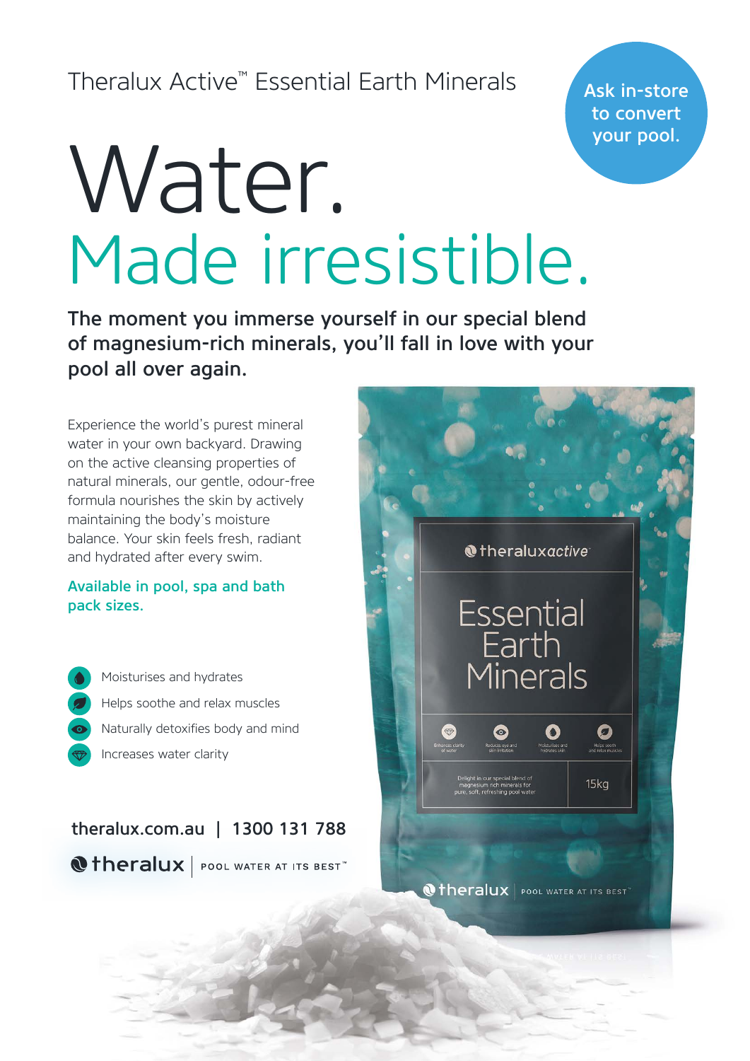Theralux Active™ Essential Earth Minerals

Ask in-store to convert your pool.

# Water.
# Made irresistible.

**The moment you immerse yourself in our special blend of magnesium-rich minerals, you'll fall in love with your pool all over again.**

Experience the world's purest mineral water in your own backyard. Drawing on the active cleansing properties of natural minerals, our gentle, odour-free formula nourishes the skin by actively maintaining the body's moisture balance. Your skin feels fresh, radiant and hydrated after every swim.

**Available in pool, spa and bath pack sizes.**

- Moisturises and hydrates
- Helps soothe and relax muscles
- Naturally detoxifies body and mind
- Increases water clarity

theralux.com.au | 1300 131 788

theralux | POOL WATER AT ITS BEST™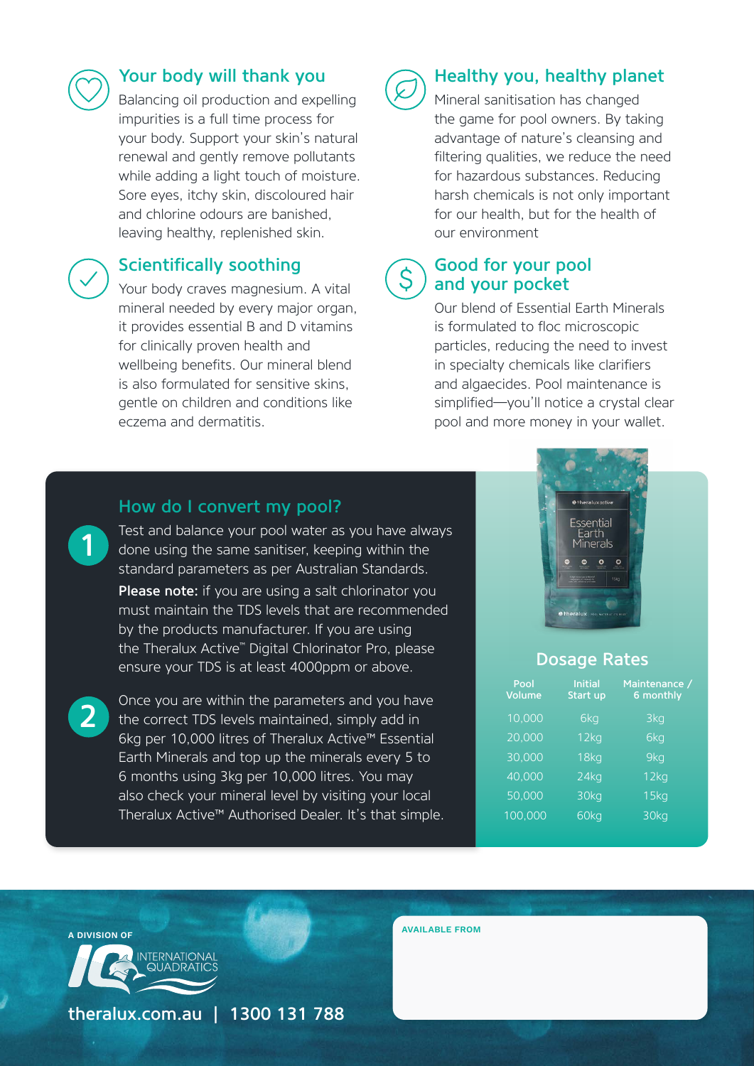## Your body will thank you

Balancing oil production and expelling impurities is a full time process for your body. Support your skin's natural renewal and gently remove pollutants while adding a light touch of moisture. Sore eyes, itchy skin, discoloured hair and chlorine odours are banished, leaving healthy, replenished skin.

## Scientifically soothing

Your body craves magnesium. A vital mineral needed by every major organ, it provides essential B and D vitamins for clinically proven health and wellbeing benefits. Our mineral blend is also formulated for sensitive skins, gentle on children and conditions like eczema and dermatitis.

## Healthy you, healthy planet

Mineral sanitisation has changed the game for pool owners. By taking advantage of nature's cleansing and filtering qualities, we reduce the need for hazardous substances. Reducing harsh chemicals is not only important for our health, but for the health of our environment

## Good for your pool and your pocket

Our blend of Essential Earth Minerals is formulated to floc microscopic particles, reducing the need to invest in specialty chemicals like clarifiers and algaecides. Pool maintenance is simplified—you'll notice a crystal clear pool and more money in your wallet.

## How do I convert my pool?

1. Test and balance your pool water as you have always done using the same sanitiser, keeping within the standard parameters as per Australian Standards.
   **Please note:** if you are using a salt chlorinator you must maintain the TDS levels that are recommended by the products manufacturer. If you are using the Theralux Active™ Digital Chlorinator Pro, please ensure your TDS is at least 4000ppm or above.

2. Once you are within the parameters and you have the correct TDS levels maintained, simply add in 6kg per 10,000 litres of Theralux Active™ Essential Earth Minerals and top up the minerals every 5 to 6 months using 3kg per 10,000 litres. You may also check your mineral level by visiting your local Theralux Active™ Authorised Dealer. It's that simple.

## Dosage Rates

| Pool Volume | Initial Start up | Maintenance / 6 monthly |
|---|---|---|
| 10,000 | 6kg | 3kg |
| 20,000 | 12kg | 6kg |
| 30,000 | 18kg | 9kg |
| 40,000 | 24kg | 12kg |
| 50,000 | 30kg | 15kg |
| 100,000 | 60kg | 30kg |

A DIVISION OF INTERNATIONAL QUADRATICS

theralux.com.au | 1300 131 788

AVAILABLE FROM